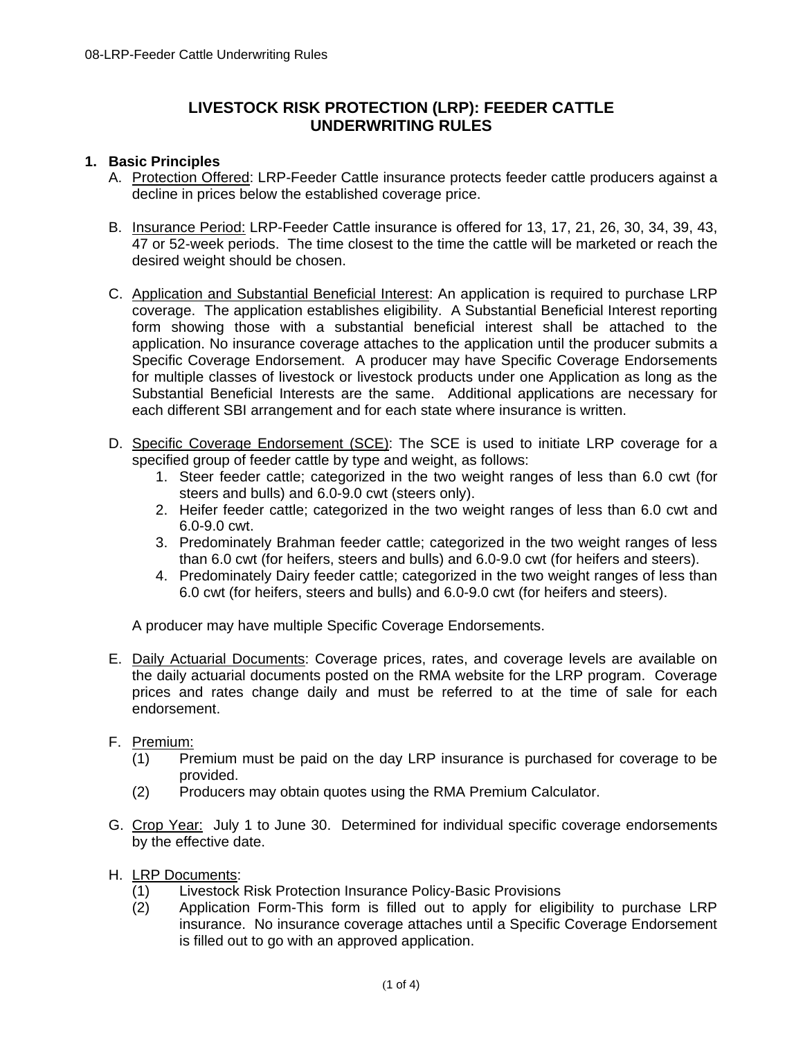# LIVESTOCK RISK PROTECTION (LRP): FEEDER CATTLE UNDERWRITING RULES

## 1. Basic Principles

A. Protection Offered: LRP-Feeder Cattle insurance protects feeder cattle producers against a decline in prices below the established coverage price.

B. Insurance Period: LRP-Feeder Cattle insurance is offered for 13, 17, 21, 26, 30, 34, 39, 43, 47 or 52-week periods. The time closest to the time the cattle will be marketed or reach the desired weight should be chosen.

C. Application and Substantial Beneficial Interest: An application is required to purchase LRP coverage. The application establishes eligibility. A Substantial Beneficial Interest reporting form showing those with a substantial beneficial interest shall be attached to the application. No insurance coverage attaches to the application until the producer submits a Specific Coverage Endorsement. A producer may have Specific Coverage Endorsements for multiple classes of livestock or livestock products under one Application as long as the Substantial Beneficial Interests are the same. Additional applications are necessary for each different SBI arrangement and for each state where insurance is written.

D. Specific Coverage Endorsement (SCE): The SCE is used to initiate LRP coverage for a specified group of feeder cattle by type and weight, as follows:
   1. Steer feeder cattle; categorized in the two weight ranges of less than 6.0 cwt (for steers and bulls) and 6.0-9.0 cwt (steers only).
   2. Heifer feeder cattle; categorized in the two weight ranges of less than 6.0 cwt and 6.0-9.0 cwt.
   3. Predominately Brahman feeder cattle; categorized in the two weight ranges of less than 6.0 cwt (for heifers, steers and bulls) and 6.0-9.0 cwt (for heifers and steers).
   4. Predominately Dairy feeder cattle; categorized in the two weight ranges of less than 6.0 cwt (for heifers, steers and bulls) and 6.0-9.0 cwt (for heifers and steers).

   A producer may have multiple Specific Coverage Endorsements.

E. Daily Actuarial Documents: Coverage prices, rates, and coverage levels are available on the daily actuarial documents posted on the RMA website for the LRP program. Coverage prices and rates change daily and must be referred to at the time of sale for each endorsement.

F. Premium:
   (1) Premium must be paid on the day LRP insurance is purchased for coverage to be provided.
   (2) Producers may obtain quotes using the RMA Premium Calculator.

G. Crop Year: July 1 to June 30. Determined for individual specific coverage endorsements by the effective date.

H. LRP Documents:
   (1) Livestock Risk Protection Insurance Policy-Basic Provisions
   (2) Application Form-This form is filled out to apply for eligibility to purchase LRP insurance. No insurance coverage attaches until a Specific Coverage Endorsement is filled out to go with an approved application.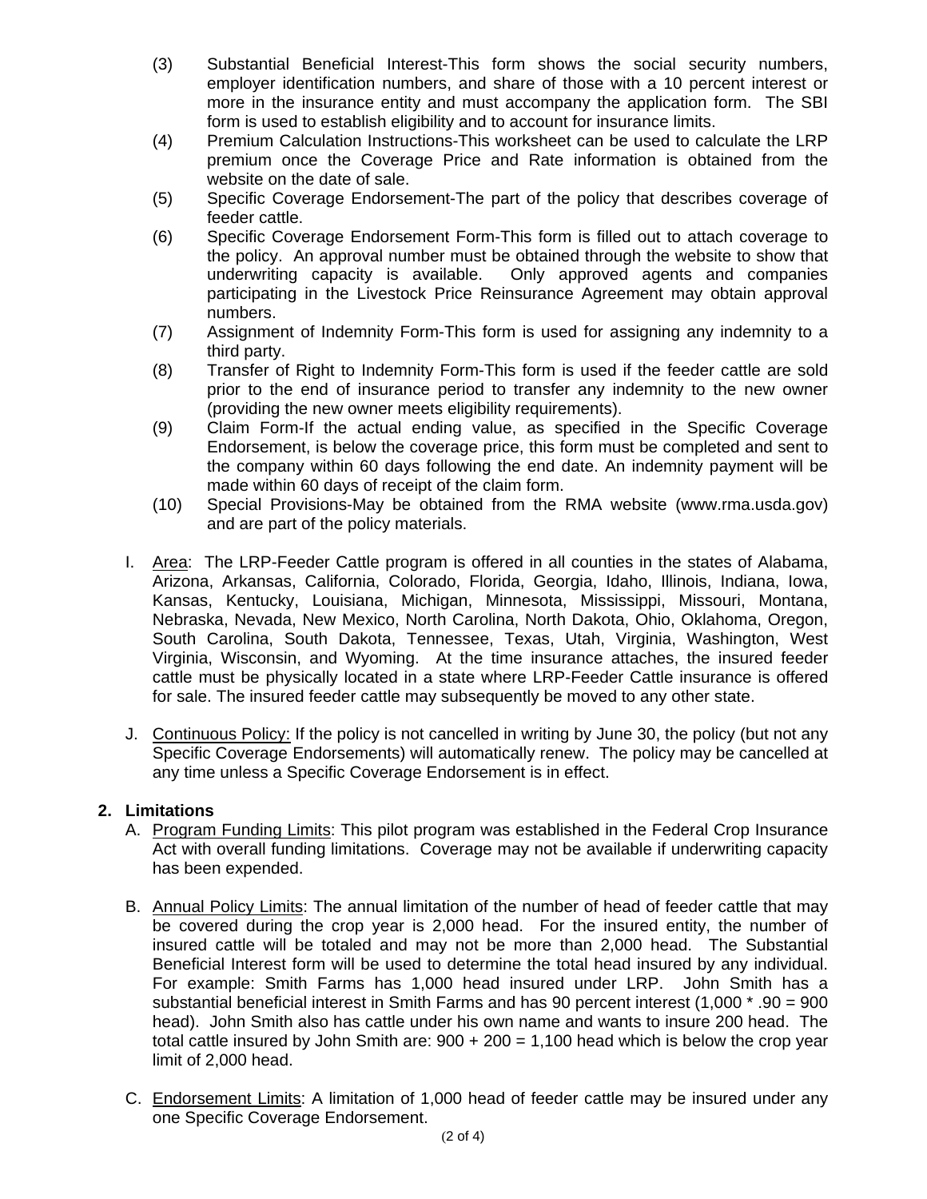(3) Substantial Beneficial Interest-This form shows the social security numbers, employer identification numbers, and share of those with a 10 percent interest or more in the insurance entity and must accompany the application form. The SBI form is used to establish eligibility and to account for insurance limits.

(4) Premium Calculation Instructions-This worksheet can be used to calculate the LRP premium once the Coverage Price and Rate information is obtained from the website on the date of sale.

(5) Specific Coverage Endorsement-The part of the policy that describes coverage of feeder cattle.

(6) Specific Coverage Endorsement Form-This form is filled out to attach coverage to the policy. An approval number must be obtained through the website to show that underwriting capacity is available. Only approved agents and companies participating in the Livestock Price Reinsurance Agreement may obtain approval numbers.

(7) Assignment of Indemnity Form-This form is used for assigning any indemnity to a third party.

(8) Transfer of Right to Indemnity Form-This form is used if the feeder cattle are sold prior to the end of insurance period to transfer any indemnity to the new owner (providing the new owner meets eligibility requirements).

(9) Claim Form-If the actual ending value, as specified in the Specific Coverage Endorsement, is below the coverage price, this form must be completed and sent to the company within 60 days following the end date. An indemnity payment will be made within 60 days of receipt of the claim form.

(10) Special Provisions-May be obtained from the RMA website (www.rma.usda.gov) and are part of the policy materials.

I. Area: The LRP-Feeder Cattle program is offered in all counties in the states of Alabama, Arizona, Arkansas, California, Colorado, Florida, Georgia, Idaho, Illinois, Indiana, Iowa, Kansas, Kentucky, Louisiana, Michigan, Minnesota, Mississippi, Missouri, Montana, Nebraska, Nevada, New Mexico, North Carolina, North Dakota, Ohio, Oklahoma, Oregon, South Carolina, South Dakota, Tennessee, Texas, Utah, Virginia, Washington, West Virginia, Wisconsin, and Wyoming. At the time insurance attaches, the insured feeder cattle must be physically located in a state where LRP-Feeder Cattle insurance is offered for sale. The insured feeder cattle may subsequently be moved to any other state.

J. Continuous Policy: If the policy is not cancelled in writing by June 30, the policy (but not any Specific Coverage Endorsements) will automatically renew. The policy may be cancelled at any time unless a Specific Coverage Endorsement is in effect.

## 2. Limitations

A. Program Funding Limits: This pilot program was established in the Federal Crop Insurance Act with overall funding limitations. Coverage may not be available if underwriting capacity has been expended.

B. Annual Policy Limits: The annual limitation of the number of head of feeder cattle that may be covered during the crop year is 2,000 head. For the insured entity, the number of insured cattle will be totaled and may not be more than 2,000 head. The Substantial Beneficial Interest form will be used to determine the total head insured by any individual. For example: Smith Farms has 1,000 head insured under LRP. John Smith has a substantial beneficial interest in Smith Farms and has 90 percent interest (1,000 * .90 = 900 head). John Smith also has cattle under his own name and wants to insure 200 head. The total cattle insured by John Smith are: 900 + 200 = 1,100 head which is below the crop year limit of 2,000 head.

C. Endorsement Limits: A limitation of 1,000 head of feeder cattle may be insured under any one Specific Coverage Endorsement.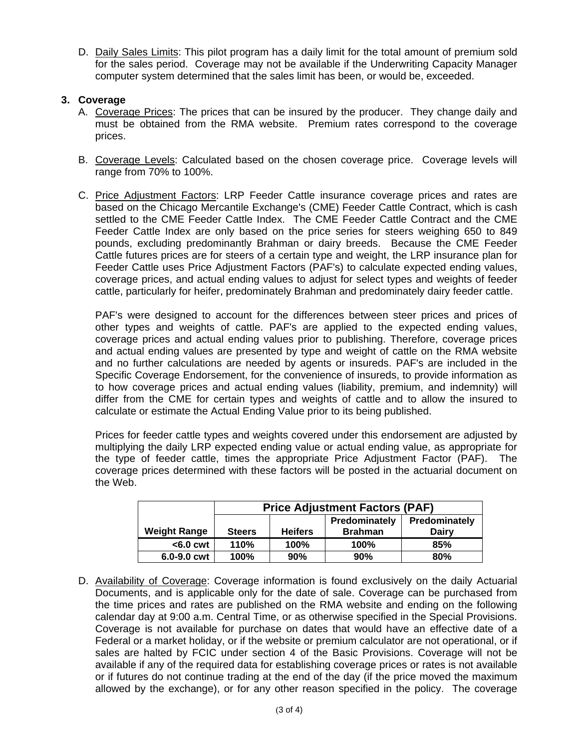D. Daily Sales Limits: This pilot program has a daily limit for the total amount of premium sold for the sales period. Coverage may not be available if the Underwriting Capacity Manager computer system determined that the sales limit has been, or would be, exceeded.

**3. Coverage**

A. Coverage Prices: The prices that can be insured by the producer. They change daily and must be obtained from the RMA website. Premium rates correspond to the coverage prices.

B. Coverage Levels: Calculated based on the chosen coverage price. Coverage levels will range from 70% to 100%.

C. Price Adjustment Factors: LRP Feeder Cattle insurance coverage prices and rates are based on the Chicago Mercantile Exchange's (CME) Feeder Cattle Contract, which is cash settled to the CME Feeder Cattle Index. The CME Feeder Cattle Contract and the CME Feeder Cattle Index are only based on the price series for steers weighing 650 to 849 pounds, excluding predominantly Brahman or dairy breeds. Because the CME Feeder Cattle futures prices are for steers of a certain type and weight, the LRP insurance plan for Feeder Cattle uses Price Adjustment Factors (PAF's) to calculate expected ending values, coverage prices, and actual ending values to adjust for select types and weights of feeder cattle, particularly for heifer, predominately Brahman and predominately dairy feeder cattle.

PAF's were designed to account for the differences between steer prices and prices of other types and weights of cattle. PAF's are applied to the expected ending values, coverage prices and actual ending values prior to publishing. Therefore, coverage prices and actual ending values are presented by type and weight of cattle on the RMA website and no further calculations are needed by agents or insureds. PAF's are included in the Specific Coverage Endorsement, for the convenience of insureds, to provide information as to how coverage prices and actual ending values (liability, premium, and indemnity) will differ from the CME for certain types and weights of cattle and to allow the insured to calculate or estimate the Actual Ending Value prior to its being published.

Prices for feeder cattle types and weights covered under this endorsement are adjusted by multiplying the daily LRP expected ending value or actual ending value, as appropriate for the type of feeder cattle, times the appropriate Price Adjustment Factor (PAF). The coverage prices determined with these factors will be posted in the actuarial document on the Web.

| | **Price Adjustment Factors (PAF)** | | | |
|---|---|---|---|---|
| **Weight Range** | **Steers** | **Heifers** | **Predominately Brahman** | **Predominately Dairy** |
| **<6.0 cwt** | **110%** | **100%** | **100%** | **85%** |
| **6.0-9.0 cwt** | **100%** | **90%** | **90%** | **80%** |

D. Availability of Coverage: Coverage information is found exclusively on the daily Actuarial Documents, and is applicable only for the date of sale. Coverage can be purchased from the time prices and rates are published on the RMA website and ending on the following calendar day at 9:00 a.m. Central Time, or as otherwise specified in the Special Provisions. Coverage is not available for purchase on dates that would have an effective date of a Federal or a market holiday, or if the website or premium calculator are not operational, or if sales are halted by FCIC under section 4 of the Basic Provisions. Coverage will not be available if any of the required data for establishing coverage prices or rates is not available or if futures do not continue trading at the end of the day (if the price moved the maximum allowed by the exchange), or for any other reason specified in the policy. The coverage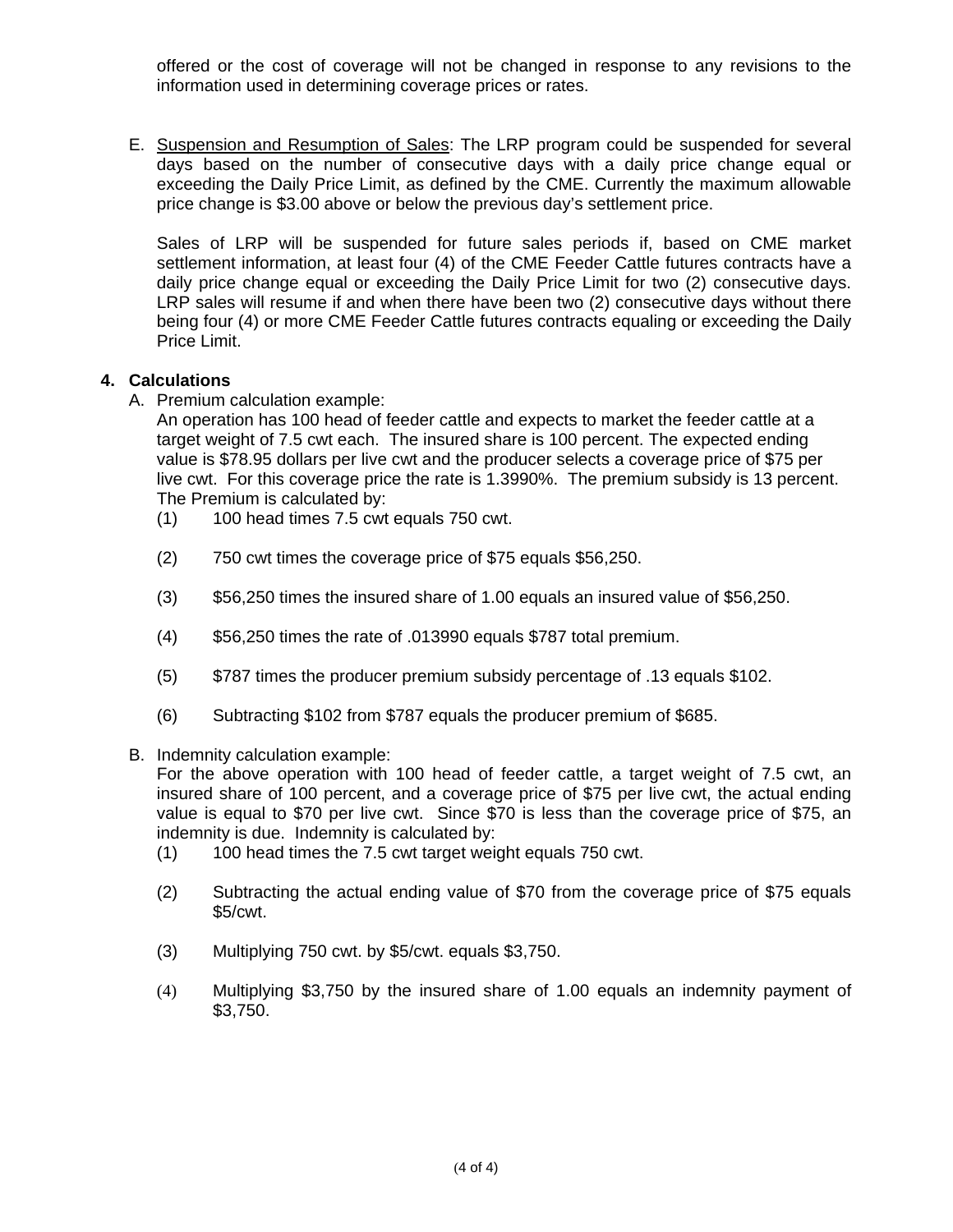offered or the cost of coverage will not be changed in response to any revisions to the information used in determining coverage prices or rates.

E. Suspension and Resumption of Sales: The LRP program could be suspended for several days based on the number of consecutive days with a daily price change equal or exceeding the Daily Price Limit, as defined by the CME. Currently the maximum allowable price change is $3.00 above or below the previous day's settlement price.

   Sales of LRP will be suspended for future sales periods if, based on CME market settlement information, at least four (4) of the CME Feeder Cattle futures contracts have a daily price change equal or exceeding the Daily Price Limit for two (2) consecutive days. LRP sales will resume if and when there have been two (2) consecutive days without there being four (4) or more CME Feeder Cattle futures contracts equaling or exceeding the Daily Price Limit.

**4. Calculations**

A. Premium calculation example:
   An operation has 100 head of feeder cattle and expects to market the feeder cattle at a target weight of 7.5 cwt each. The insured share is 100 percent. The expected ending value is $78.95 dollars per live cwt and the producer selects a coverage price of $75 per live cwt. For this coverage price the rate is 1.3990%. The premium subsidy is 13 percent. The Premium is calculated by:

   (1) 100 head times 7.5 cwt equals 750 cwt.

   (2) 750 cwt times the coverage price of $75 equals $56,250.

   (3) $56,250 times the insured share of 1.00 equals an insured value of $56,250.

   (4) $56,250 times the rate of .013990 equals $787 total premium.

   (5) $787 times the producer premium subsidy percentage of .13 equals $102.

   (6) Subtracting $102 from $787 equals the producer premium of $685.

B. Indemnity calculation example:
   For the above operation with 100 head of feeder cattle, a target weight of 7.5 cwt, an insured share of 100 percent, and a coverage price of $75 per live cwt, the actual ending value is equal to $70 per live cwt. Since $70 is less than the coverage price of $75, an indemnity is due. Indemnity is calculated by:

   (1) 100 head times the 7.5 cwt target weight equals 750 cwt.

   (2) Subtracting the actual ending value of $70 from the coverage price of $75 equals $5/cwt.

   (3) Multiplying 750 cwt. by $5/cwt. equals $3,750.

   (4) Multiplying $3,750 by the insured share of 1.00 equals an indemnity payment of $3,750.